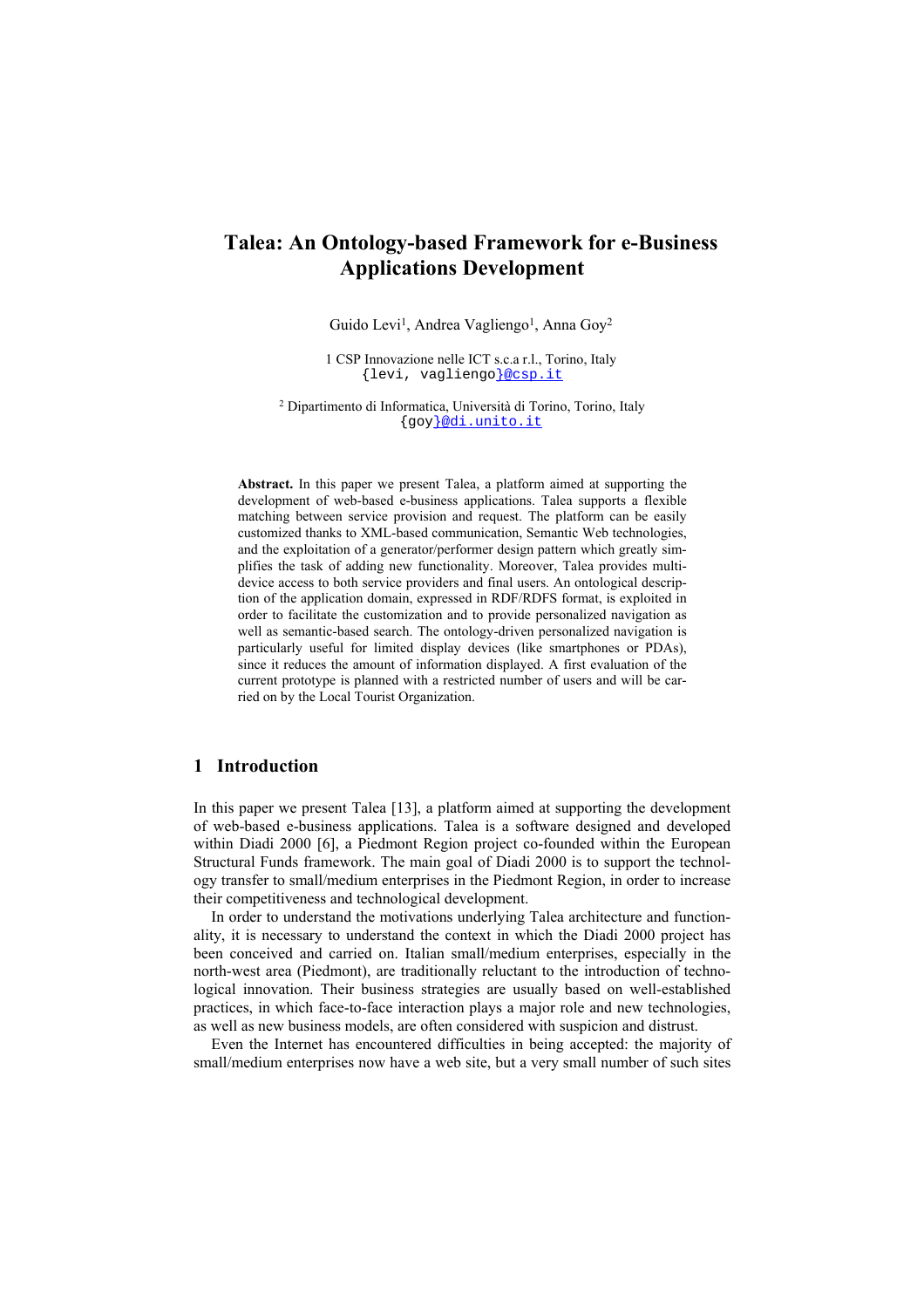# Talea: An Ontology-based Framework for e-Business Applications Development

Guido Levi[1], Andrea Vagliengo[1], Anna Goy[2]

1 CSP Innovazione nelle ICT s.c.a r.l., Torino, Italy
{levi, vagliengo}@csp.it

[2] Dipartimento di Informatica, Università di Torino, Torino, Italy
{goy}@di.unito.it

**Abstract.** In this paper we present Talea, a platform aimed at supporting the development of web-based e-business applications. Talea supports a flexible matching between service provision and request. The platform can be easily customized thanks to XML-based communication, Semantic Web technologies, and the exploitation of a generator/performer design pattern which greatly simplifies the task of adding new functionality. Moreover, Talea provides multi-device access to both service providers and final users. An ontological description of the application domain, expressed in RDF/RDFS format, is exploited in order to facilitate the customization and to provide personalized navigation as well as semantic-based search. The ontology-driven personalized navigation is particularly useful for limited display devices (like smartphones or PDAs), since it reduces the amount of information displayed. A first evaluation of the current prototype is planned with a restricted number of users and will be carried on by the Local Tourist Organization.

## 1 Introduction

In this paper we present Talea [13], a platform aimed at supporting the development of web-based e-business applications. Talea is a software designed and developed within Diadi 2000 [6], a Piedmont Region project co-founded within the European Structural Funds framework. The main goal of Diadi 2000 is to support the technology transfer to small/medium enterprises in the Piedmont Region, in order to increase their competitiveness and technological development.

In order to understand the motivations underlying Talea architecture and functionality, it is necessary to understand the context in which the Diadi 2000 project has been conceived and carried on. Italian small/medium enterprises, especially in the north-west area (Piedmont), are traditionally reluctant to the introduction of technological innovation. Their business strategies are usually based on well-established practices, in which face-to-face interaction plays a major role and new technologies, as well as new business models, are often considered with suspicion and distrust.

Even the Internet has encountered difficulties in being accepted: the majority of small/medium enterprises now have a web site, but a very small number of such sites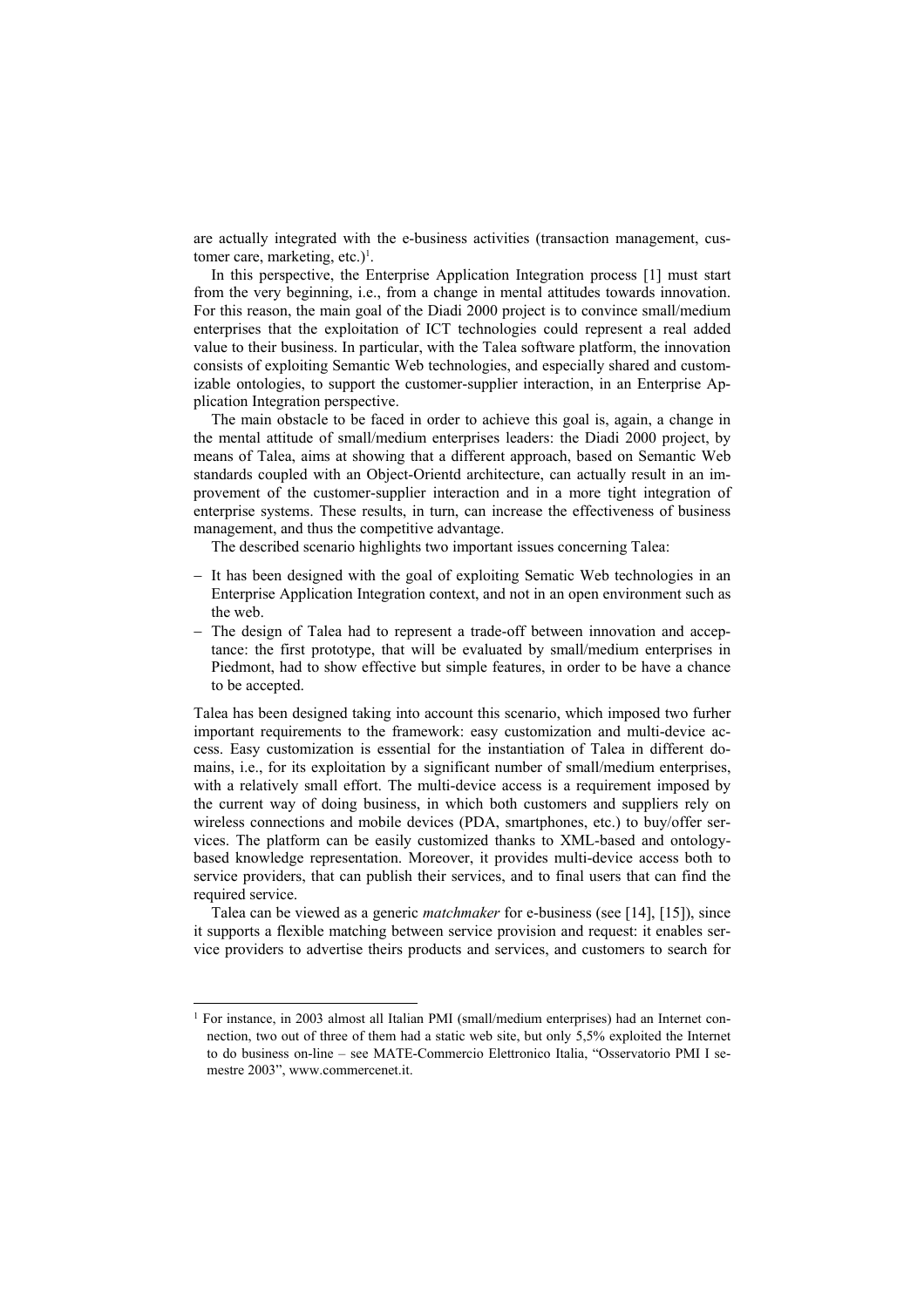are actually integrated with the e-business activities (transaction management, customer care, marketing, etc.)[1].

In this perspective, the Enterprise Application Integration process [1] must start from the very beginning, i.e., from a change in mental attitudes towards innovation. For this reason, the main goal of the Diadi 2000 project is to convince small/medium enterprises that the exploitation of ICT technologies could represent a real added value to their business. In particular, with the Talea software platform, the innovation consists of exploiting Semantic Web technologies, and especially shared and customizable ontologies, to support the customer-supplier interaction, in an Enterprise Application Integration perspective.

The main obstacle to be faced in order to achieve this goal is, again, a change in the mental attitude of small/medium enterprises leaders: the Diadi 2000 project, by means of Talea, aims at showing that a different approach, based on Semantic Web standards coupled with an Object-Orientd architecture, can actually result in an improvement of the customer-supplier interaction and in a more tight integration of enterprise systems. These results, in turn, can increase the effectiveness of business management, and thus the competitive advantage.

The described scenario highlights two important issues concerning Talea:

- It has been designed with the goal of exploiting Sematic Web technologies in an Enterprise Application Integration context, and not in an open environment such as the web.
- The design of Talea had to represent a trade-off between innovation and acceptance: the first prototype, that will be evaluated by small/medium enterprises in Piedmont, had to show effective but simple features, in order to be have a chance to be accepted.

Talea has been designed taking into account this scenario, which imposed two furher important requirements to the framework: easy customization and multi-device access. Easy customization is essential for the instantiation of Talea in different domains, i.e., for its exploitation by a significant number of small/medium enterprises, with a relatively small effort. The multi-device access is a requirement imposed by the current way of doing business, in which both customers and suppliers rely on wireless connections and mobile devices (PDA, smartphones, etc.) to buy/offer services. The platform can be easily customized thanks to XML-based and ontology-based knowledge representation. Moreover, it provides multi-device access both to service providers, that can publish their services, and to final users that can find the required service.

Talea can be viewed as a generic *matchmaker* for e-business (see [14], [15]), since it supports a flexible matching between service provision and request: it enables service providers to advertise theirs products and services, and customers to search for

---

[1] For instance, in 2003 almost all Italian PMI (small/medium enterprises) had an Internet connection, two out of three of them had a static web site, but only 5,5% exploited the Internet to do business on-line – see MATE-Commercio Elettronico Italia, "Osservatorio PMI I semestre 2003", www.commercenet.it.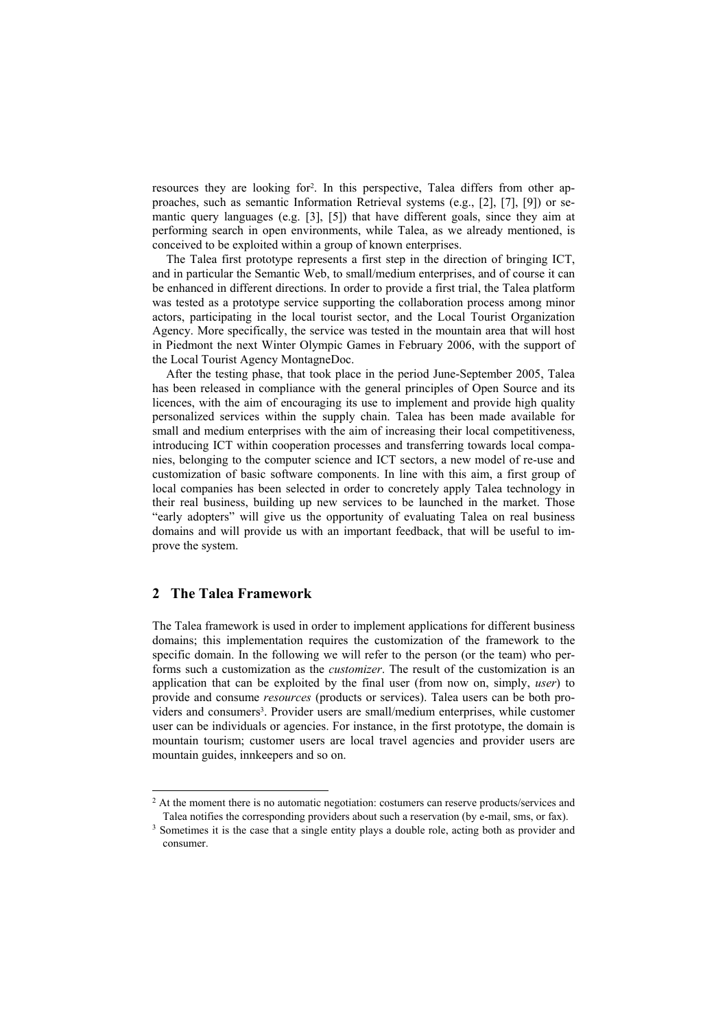resources they are looking for[2]. In this perspective, Talea differs from other approaches, such as semantic Information Retrieval systems (e.g., [2], [7], [9]) or semantic query languages (e.g. [3], [5]) that have different goals, since they aim at performing search in open environments, while Talea, as we already mentioned, is conceived to be exploited within a group of known enterprises.

The Talea first prototype represents a first step in the direction of bringing ICT, and in particular the Semantic Web, to small/medium enterprises, and of course it can be enhanced in different directions. In order to provide a first trial, the Talea platform was tested as a prototype service supporting the collaboration process among minor actors, participating in the local tourist sector, and the Local Tourist Organization Agency. More specifically, the service was tested in the mountain area that will host in Piedmont the next Winter Olympic Games in February 2006, with the support of the Local Tourist Agency MontagneDoc.

After the testing phase, that took place in the period June-September 2005, Talea has been released in compliance with the general principles of Open Source and its licences, with the aim of encouraging its use to implement and provide high quality personalized services within the supply chain. Talea has been made available for small and medium enterprises with the aim of increasing their local competitiveness, introducing ICT within cooperation processes and transferring towards local companies, belonging to the computer science and ICT sectors, a new model of re-use and customization of basic software components. In line with this aim, a first group of local companies has been selected in order to concretely apply Talea technology in their real business, building up new services to be launched in the market. Those "early adopters" will give us the opportunity of evaluating Talea on real business domains and will provide us with an important feedback, that will be useful to improve the system.

## 2 The Talea Framework

The Talea framework is used in order to implement applications for different business domains; this implementation requires the customization of the framework to the specific domain. In the following we will refer to the person (or the team) who performs such a customization as the *customizer*. The result of the customization is an application that can be exploited by the final user (from now on, simply, *user*) to provide and consume *resources* (products or services). Talea users can be both providers and consumers[3]. Provider users are small/medium enterprises, while customer user can be individuals or agencies. For instance, in the first prototype, the domain is mountain tourism; customer users are local travel agencies and provider users are mountain guides, innkeepers and so on.

---

[2] At the moment there is no automatic negotiation: costumers can reserve products/services and Talea notifies the corresponding providers about such a reservation (by e-mail, sms, or fax).

[3] Sometimes it is the case that a single entity plays a double role, acting both as provider and consumer.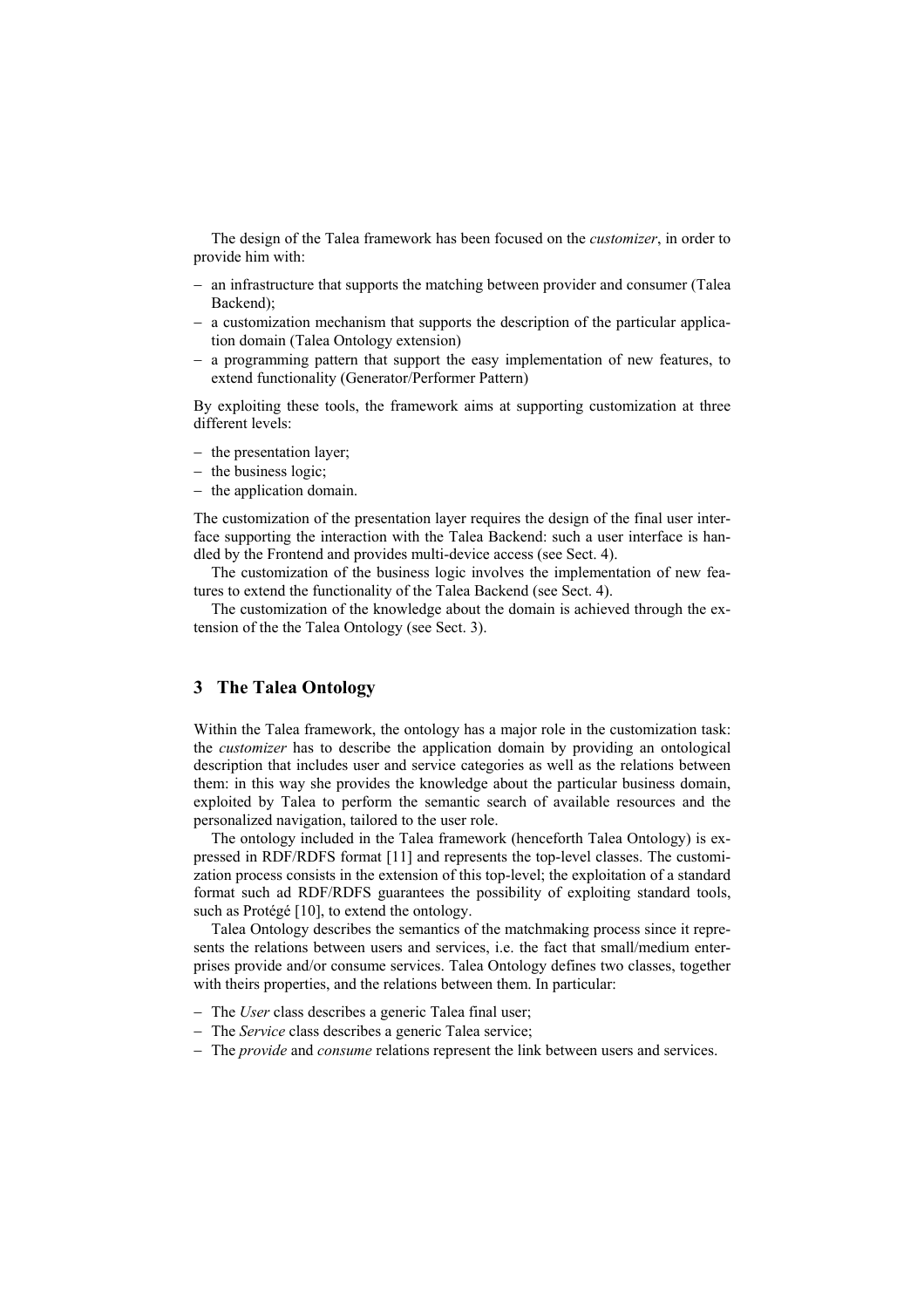The design of the Talea framework has been focused on the *customizer*, in order to provide him with:

- an infrastructure that supports the matching between provider and consumer (Talea Backend);
- a customization mechanism that supports the description of the particular application domain (Talea Ontology extension)
- a programming pattern that support the easy implementation of new features, to extend functionality (Generator/Performer Pattern)

By exploiting these tools, the framework aims at supporting customization at three different levels:

- the presentation layer;
- the business logic;
- the application domain.

The customization of the presentation layer requires the design of the final user interface supporting the interaction with the Talea Backend: such a user interface is handled by the Frontend and provides multi-device access (see Sect. 4).

The customization of the business logic involves the implementation of new features to extend the functionality of the Talea Backend (see Sect. 4).

The customization of the knowledge about the domain is achieved through the extension of the the Talea Ontology (see Sect. 3).

## 3 The Talea Ontology

Within the Talea framework, the ontology has a major role in the customization task: the *customizer* has to describe the application domain by providing an ontological description that includes user and service categories as well as the relations between them: in this way she provides the knowledge about the particular business domain, exploited by Talea to perform the semantic search of available resources and the personalized navigation, tailored to the user role.

The ontology included in the Talea framework (henceforth Talea Ontology) is expressed in RDF/RDFS format [11] and represents the top-level classes. The customization process consists in the extension of this top-level; the exploitation of a standard format such ad RDF/RDFS guarantees the possibility of exploiting standard tools, such as Protégé [10], to extend the ontology.

Talea Ontology describes the semantics of the matchmaking process since it represents the relations between users and services, i.e. the fact that small/medium enterprises provide and/or consume services. Talea Ontology defines two classes, together with theirs properties, and the relations between them. In particular:

- The *User* class describes a generic Talea final user;
- The *Service* class describes a generic Talea service;
- The *provide* and *consume* relations represent the link between users and services.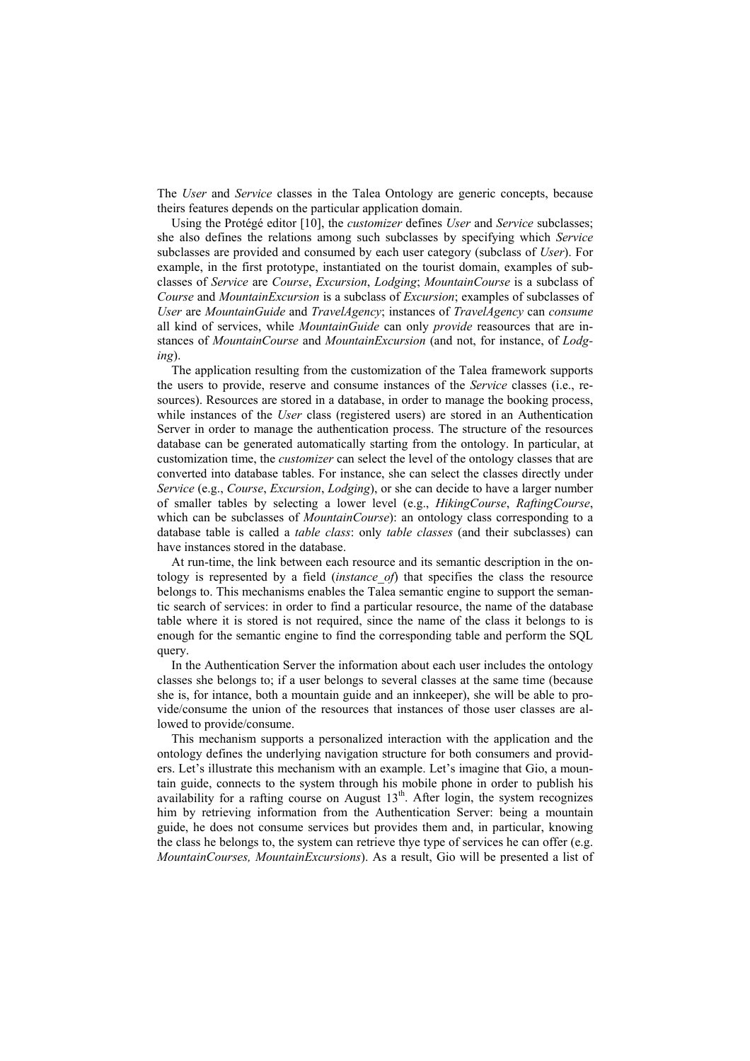The *User* and *Service* classes in the Talea Ontology are generic concepts, because theirs features depends on the particular application domain.

Using the Protégé editor [10], the *customizer* defines *User* and *Service* subclasses; she also defines the relations among such subclasses by specifying which *Service* subclasses are provided and consumed by each user category (subclass of *User*). For example, in the first prototype, instantiated on the tourist domain, examples of subclasses of *Service* are *Course*, *Excursion*, *Lodging*; *MountainCourse* is a subclass of *Course* and *MountainExcursion* is a subclass of *Excursion*; examples of subclasses of *User* are *MountainGuide* and *TravelAgency*; instances of *TravelAgency* can *consume* all kind of services, while *MountainGuide* can only *provide* reasources that are instances of *MountainCourse* and *MountainExcursion* (and not, for instance, of *Lodging*).

The application resulting from the customization of the Talea framework supports the users to provide, reserve and consume instances of the *Service* classes (i.e., resources). Resources are stored in a database, in order to manage the booking process, while instances of the *User* class (registered users) are stored in an Authentication Server in order to manage the authentication process. The structure of the resources database can be generated automatically starting from the ontology. In particular, at customization time, the *customizer* can select the level of the ontology classes that are converted into database tables. For instance, she can select the classes directly under *Service* (e.g., *Course*, *Excursion*, *Lodging*), or she can decide to have a larger number of smaller tables by selecting a lower level (e.g., *HikingCourse*, *RaftingCourse*, which can be subclasses of *MountainCourse*): an ontology class corresponding to a database table is called a *table class*: only *table classes* (and their subclasses) can have instances stored in the database.

At run-time, the link between each resource and its semantic description in the ontology is represented by a field (*instance_of*) that specifies the class the resource belongs to. This mechanisms enables the Talea semantic engine to support the semantic search of services: in order to find a particular resource, the name of the database table where it is stored is not required, since the name of the class it belongs to is enough for the semantic engine to find the corresponding table and perform the SQL query.

In the Authentication Server the information about each user includes the ontology classes she belongs to; if a user belongs to several classes at the same time (because she is, for intance, both a mountain guide and an innkeeper), she will be able to provide/consume the union of the resources that instances of those user classes are allowed to provide/consume.

This mechanism supports a personalized interaction with the application and the ontology defines the underlying navigation structure for both consumers and providers. Let's illustrate this mechanism with an example. Let's imagine that Gio, a mountain guide, connects to the system through his mobile phone in order to publish his availability for a rafting course on August 13th. After login, the system recognizes him by retrieving information from the Authentication Server: being a mountain guide, he does not consume services but provides them and, in particular, knowing the class he belongs to, the system can retrieve thye type of services he can offer (e.g. *MountainCourses, MountainExcursions*). As a result, Gio will be presented a list of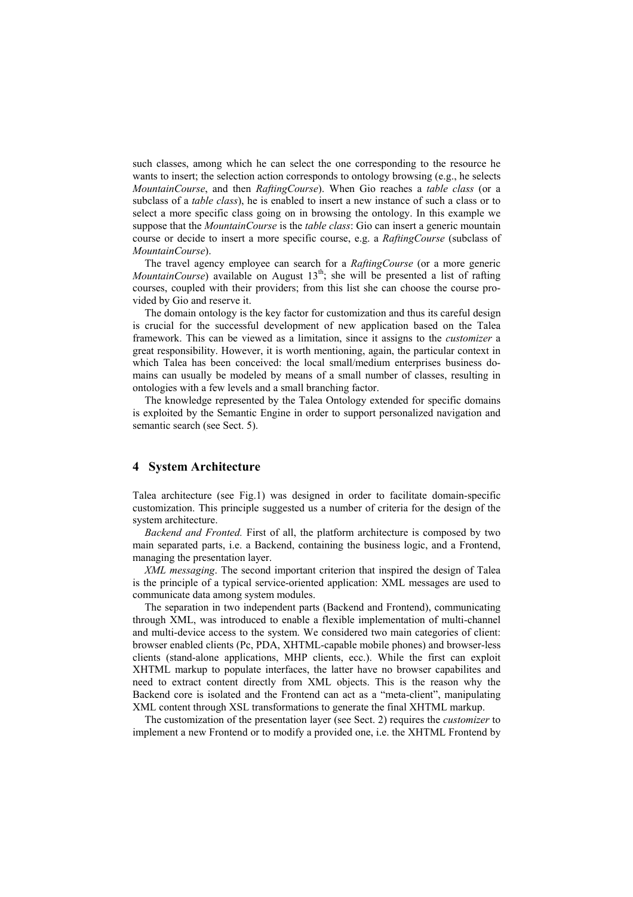such classes, among which he can select the one corresponding to the resource he wants to insert; the selection action corresponds to ontology browsing (e.g., he selects *MountainCourse*, and then *RaftingCourse*). When Gio reaches a *table class* (or a subclass of a *table class*), he is enabled to insert a new instance of such a class or to select a more specific class going on in browsing the ontology. In this example we suppose that the *MountainCourse* is the *table class*: Gio can insert a generic mountain course or decide to insert a more specific course, e.g. a *RaftingCourse* (subclass of *MountainCourse*).

The travel agency employee can search for a *RaftingCourse* (or a more generic *MountainCourse*) available on August 13th; she will be presented a list of rafting courses, coupled with their providers; from this list she can choose the course provided by Gio and reserve it.

The domain ontology is the key factor for customization and thus its careful design is crucial for the successful development of new application based on the Talea framework. This can be viewed as a limitation, since it assigns to the *customizer* a great responsibility. However, it is worth mentioning, again, the particular context in which Talea has been conceived: the local small/medium enterprises business domains can usually be modeled by means of a small number of classes, resulting in ontologies with a few levels and a small branching factor.

The knowledge represented by the Talea Ontology extended for specific domains is exploited by the Semantic Engine in order to support personalized navigation and semantic search (see Sect. 5).

## 4 System Architecture

Talea architecture (see Fig.1) was designed in order to facilitate domain-specific customization. This principle suggested us a number of criteria for the design of the system architecture.

*Backend and Fronted.* First of all, the platform architecture is composed by two main separated parts, i.e. a Backend, containing the business logic, and a Frontend, managing the presentation layer.

*XML messaging*. The second important criterion that inspired the design of Talea is the principle of a typical service-oriented application: XML messages are used to communicate data among system modules.

The separation in two independent parts (Backend and Frontend), communicating through XML, was introduced to enable a flexible implementation of multi-channel and multi-device access to the system. We considered two main categories of client: browser enabled clients (Pc, PDA, XHTML-capable mobile phones) and browser-less clients (stand-alone applications, MHP clients, ecc.). While the first can exploit XHTML markup to populate interfaces, the latter have no browser capabilites and need to extract content directly from XML objects. This is the reason why the Backend core is isolated and the Frontend can act as a "meta-client", manipulating XML content through XSL transformations to generate the final XHTML markup.

The customization of the presentation layer (see Sect. 2) requires the *customizer* to implement a new Frontend or to modify a provided one, i.e. the XHTML Frontend by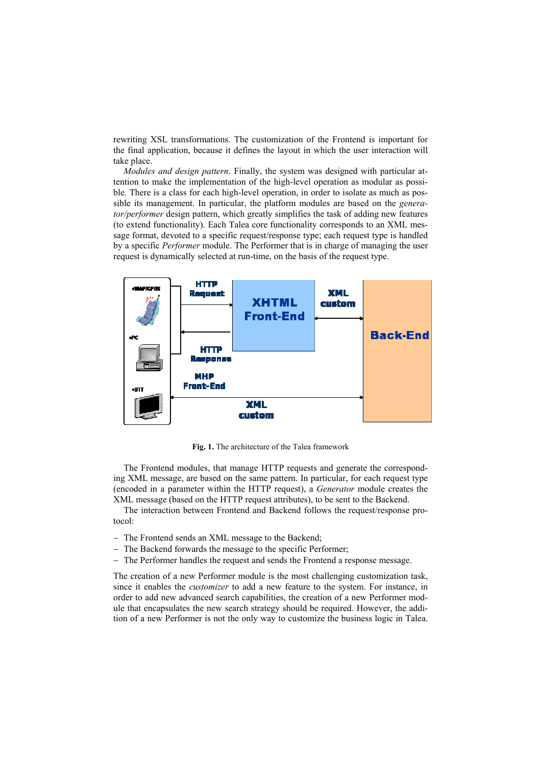rewriting XSL transformations. The customization of the Frontend is important for the final application, because it defines the layout in which the user interaction will take place.

*Modules and design pattern*. Finally, the system was designed with particular attention to make the implementation of the high-level operation as modular as possible. There is a class for each high-level operation, in order to isolate as much as possible its management. In particular, the platform modules are based on the *generator/performer* design pattern, which greatly simplifies the task of adding new features (to extend functionality). Each Talea core functionality corresponds to an XML message format, devoted to a specific request/response type; each request type is handled by a specific *Performer* module. The Performer that is in charge of managing the user request is dynamically selected at run-time, on the basis of the request type.

**Fig. 1.** The architecture of the Talea framework

The Frontend modules, that manage HTTP requests and generate the corresponding XML message, are based on the same pattern. In particular, for each request type (encoded in a parameter within the HTTP request), a *Generator* module creates the XML message (based on the HTTP request attributes), to be sent to the Backend.

The interaction between Frontend and Backend follows the request/response protocol:

- The Frontend sends an XML message to the Backend;
- The Backend forwards the message to the specific Performer;
- The Performer handles the request and sends the Frontend a response message.

The creation of a new Performer module is the most challenging customization task, since it enables the *customizer* to add a new feature to the system. For instance, in order to add new advanced search capabilities, the creation of a new Performer module that encapsulates the new search strategy should be required. However, the addition of a new Performer is not the only way to customize the business logic in Talea.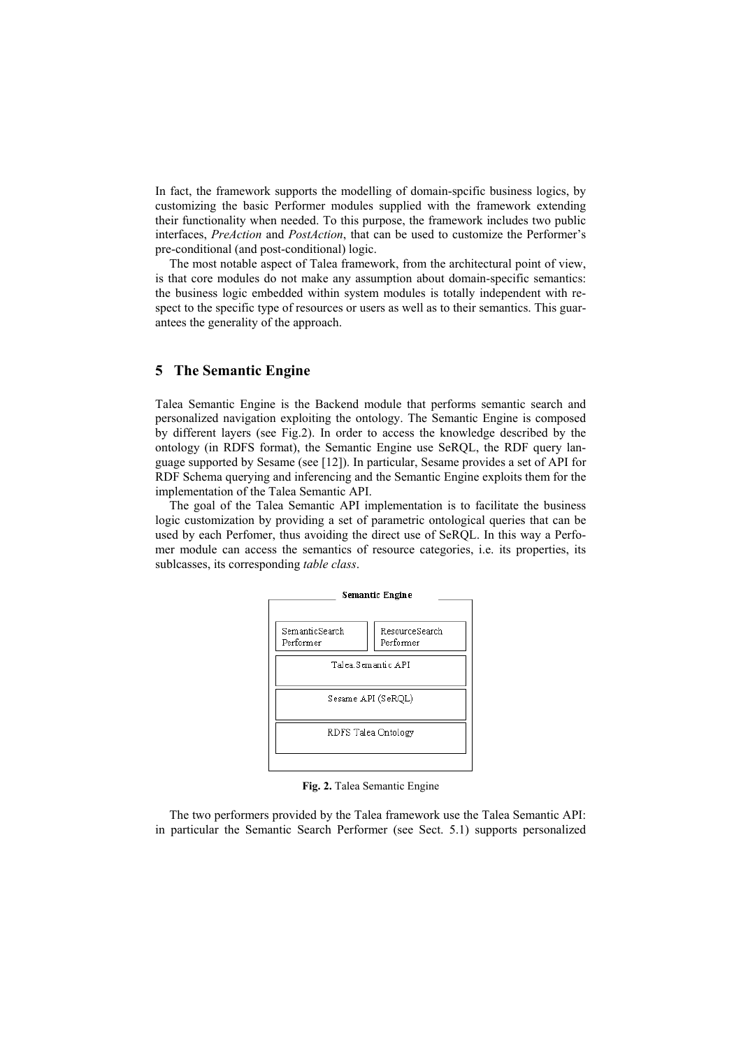In fact, the framework supports the modelling of domain-spcific business logics, by customizing the basic Performer modules supplied with the framework extending their functionality when needed. To this purpose, the framework includes two public interfaces, *PreAction* and *PostAction*, that can be used to customize the Performer's pre-conditional (and post-conditional) logic.

The most notable aspect of Talea framework, from the architectural point of view, is that core modules do not make any assumption about domain-specific semantics: the business logic embedded within system modules is totally independent with respect to the specific type of resources or users as well as to their semantics. This guarantees the generality of the approach.

## 5 The Semantic Engine

Talea Semantic Engine is the Backend module that performs semantic search and personalized navigation exploiting the ontology. The Semantic Engine is composed by different layers (see Fig.2). In order to access the knowledge described by the ontology (in RDFS format), the Semantic Engine use SeRQL, the RDF query language supported by Sesame (see [12]). In particular, Sesame provides a set of API for RDF Schema querying and inferencing and the Semantic Engine exploits them for the implementation of the Talea Semantic API.

The goal of the Talea Semantic API implementation is to facilitate the business logic customization by providing a set of parametric ontological queries that can be used by each Perfomer, thus avoiding the direct use of SeRQL. In this way a Perfomer module can access the semantics of resource categories, i.e. its properties, its sublcasses, its corresponding *table class*.

**Fig. 2.** Talea Semantic Engine

The two performers provided by the Talea framework use the Talea Semantic API: in particular the Semantic Search Performer (see Sect. 5.1) supports personalized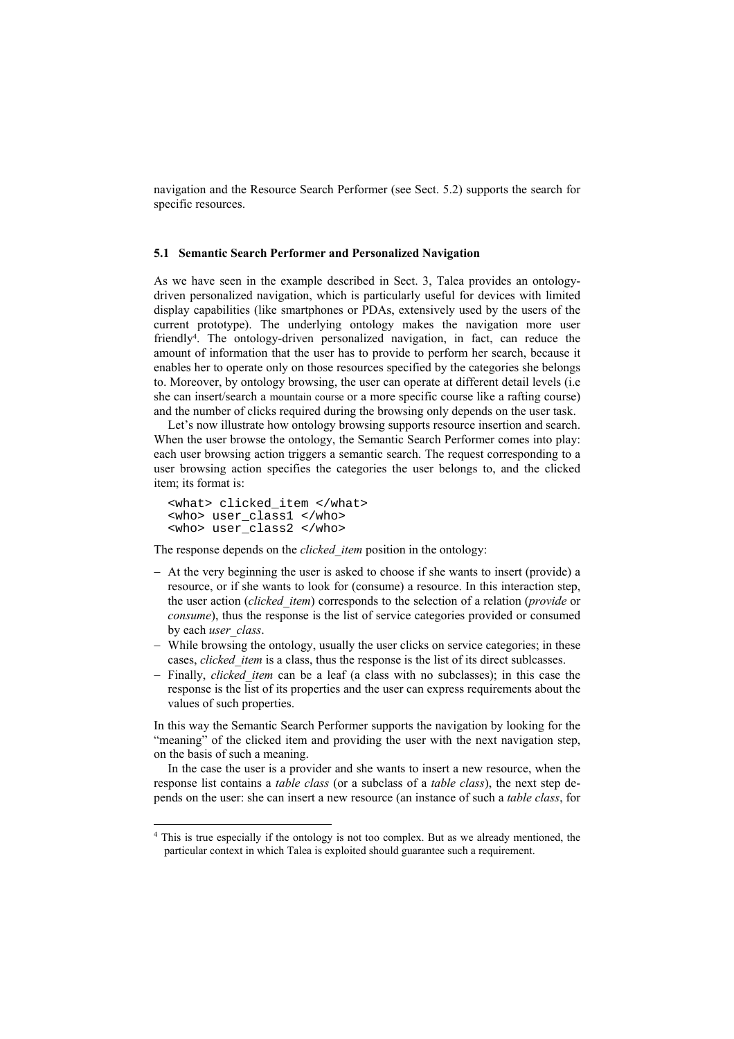navigation and the Resource Search Performer (see Sect. 5.2) supports the search for specific resources.

### 5.1 Semantic Search Performer and Personalized Navigation

As we have seen in the example described in Sect. 3, Talea provides an ontology-driven personalized navigation, which is particularly useful for devices with limited display capabilities (like smartphones or PDAs, extensively used by the users of the current prototype). The underlying ontology makes the navigation more user friendly[4]. The ontology-driven personalized navigation, in fact, can reduce the amount of information that the user has to provide to perform her search, because it enables her to operate only on those resources specified by the categories she belongs to. Moreover, by ontology browsing, the user can operate at different detail levels (i.e she can insert/search a mountain course or a more specific course like a rafting course) and the number of clicks required during the browsing only depends on the user task.

Let's now illustrate how ontology browsing supports resource insertion and search. When the user browse the ontology, the Semantic Search Performer comes into play: each user browsing action triggers a semantic search. The request corresponding to a user browsing action specifies the categories the user belongs to, and the clicked item; its format is:

```
<what> clicked_item </what>
<who> user_class1 </who>
<who> user_class2 </who>
```

The response depends on the *clicked_item* position in the ontology:

- At the very beginning the user is asked to choose if she wants to insert (provide) a resource, or if she wants to look for (consume) a resource. In this interaction step, the user action (*clicked_item*) corresponds to the selection of a relation (*provide* or *consume*), thus the response is the list of service categories provided or consumed by each *user_class*.
- While browsing the ontology, usually the user clicks on service categories; in these cases, *clicked_item* is a class, thus the response is the list of its direct sublcasses.
- Finally, *clicked_item* can be a leaf (a class with no subclasses); in this case the response is the list of its properties and the user can express requirements about the values of such properties.

In this way the Semantic Search Performer supports the navigation by looking for the "meaning" of the clicked item and providing the user with the next navigation step, on the basis of such a meaning.

In the case the user is a provider and she wants to insert a new resource, when the response list contains a *table class* (or a subclass of a *table class*), the next step depends on the user: she can insert a new resource (an instance of such a *table class*, for

---

[4] This is true especially if the ontology is not too complex. But as we already mentioned, the particular context in which Talea is exploited should guarantee such a requirement.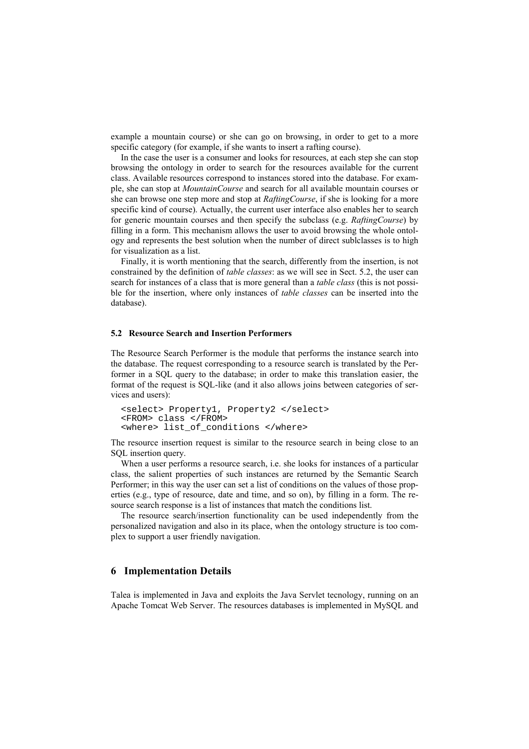example a mountain course) or she can go on browsing, in order to get to a more specific category (for example, if she wants to insert a rafting course).

In the case the user is a consumer and looks for resources, at each step she can stop browsing the ontology in order to search for the resources available for the current class. Available resources correspond to instances stored into the database. For example, she can stop at *MountainCourse* and search for all available mountain courses or she can browse one step more and stop at *RaftingCourse*, if she is looking for a more specific kind of course). Actually, the current user interface also enables her to search for generic mountain courses and then specify the subclass (e.g. *RaftingCourse*) by filling in a form. This mechanism allows the user to avoid browsing the whole ontology and represents the best solution when the number of direct sublclasses is to high for visualization as a list.

Finally, it is worth mentioning that the search, differently from the insertion, is not constrained by the definition of *table classes*: as we will see in Sect. 5.2, the user can search for instances of a class that is more general than a *table class* (this is not possible for the insertion, where only instances of *table classes* can be inserted into the database).

### 5.2 Resource Search and Insertion Performers

The Resource Search Performer is the module that performs the instance search into the database. The request corresponding to a resource search is translated by the Performer in a SQL query to the database; in order to make this translation easier, the format of the request is SQL-like (and it also allows joins between categories of services and users):

```
<select> Property1, Property2 </select>
<FROM> class </FROM>
<where> list_of_conditions </where>
```

The resource insertion request is similar to the resource search in being close to an SQL insertion query.

When a user performs a resource search, i.e. she looks for instances of a particular class, the salient properties of such instances are returned by the Semantic Search Performer; in this way the user can set a list of conditions on the values of those properties (e.g., type of resource, date and time, and so on), by filling in a form. The resource search response is a list of instances that match the conditions list.

The resource search/insertion functionality can be used independently from the personalized navigation and also in its place, when the ontology structure is too complex to support a user friendly navigation.

## 6 Implementation Details

Talea is implemented in Java and exploits the Java Servlet tecnology, running on an Apache Tomcat Web Server. The resources databases is implemented in MySQL and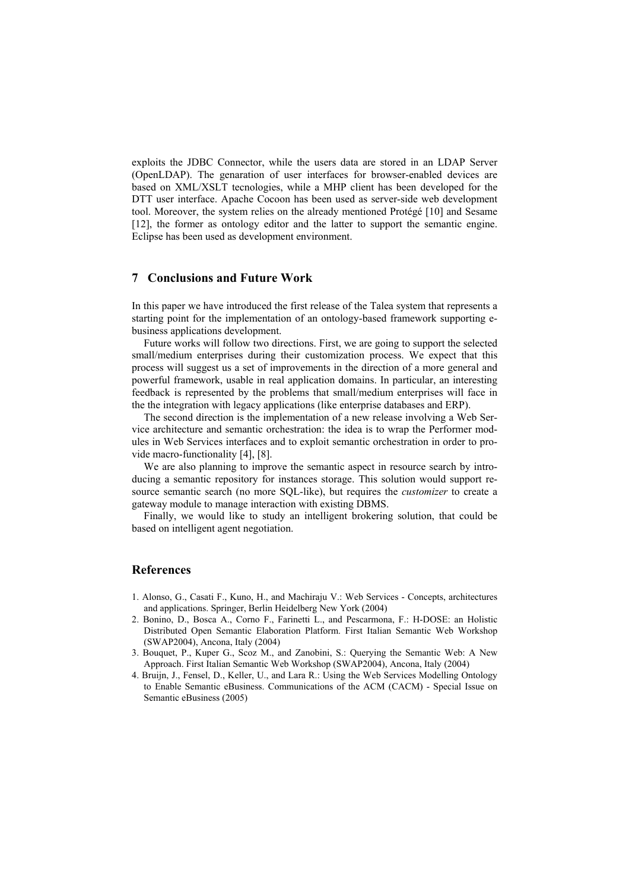exploits the JDBC Connector, while the users data are stored in an LDAP Server (OpenLDAP). The genaration of user interfaces for browser-enabled devices are based on XML/XSLT tecnologies, while a MHP client has been developed for the DTT user interface. Apache Cocoon has been used as server-side web development tool. Moreover, the system relies on the already mentioned Protégé [10] and Sesame [12], the former as ontology editor and the latter to support the semantic engine. Eclipse has been used as development environment.

## 7 Conclusions and Future Work

In this paper we have introduced the first release of the Talea system that represents a starting point for the implementation of an ontology-based framework supporting e-business applications development.

Future works will follow two directions. First, we are going to support the selected small/medium enterprises during their customization process. We expect that this process will suggest us a set of improvements in the direction of a more general and powerful framework, usable in real application domains. In particular, an interesting feedback is represented by the problems that small/medium enterprises will face in the the integration with legacy applications (like enterprise databases and ERP).

The second direction is the implementation of a new release involving a Web Service architecture and semantic orchestration: the idea is to wrap the Performer modules in Web Services interfaces and to exploit semantic orchestration in order to provide macro-functionality [4], [8].

We are also planning to improve the semantic aspect in resource search by introducing a semantic repository for instances storage. This solution would support resource semantic search (no more SQL-like), but requires the *customizer* to create a gateway module to manage interaction with existing DBMS.

Finally, we would like to study an intelligent brokering solution, that could be based on intelligent agent negotiation.

## References

1. Alonso, G., Casati F., Kuno, H., and Machiraju V.: Web Services - Concepts, architectures and applications. Springer, Berlin Heidelberg New York (2004)
2. Bonino, D., Bosca A., Corno F., Farinetti L., and Pescarmona, F.: H-DOSE: an Holistic Distributed Open Semantic Elaboration Platform. First Italian Semantic Web Workshop (SWAP2004), Ancona, Italy (2004)
3. Bouquet, P., Kuper G., Scoz M., and Zanobini, S.: Querying the Semantic Web: A New Approach. First Italian Semantic Web Workshop (SWAP2004), Ancona, Italy (2004)
4. Bruijn, J., Fensel, D., Keller, U., and Lara R.: Using the Web Services Modelling Ontology to Enable Semantic eBusiness. Communications of the ACM (CACM) - Special Issue on Semantic eBusiness (2005)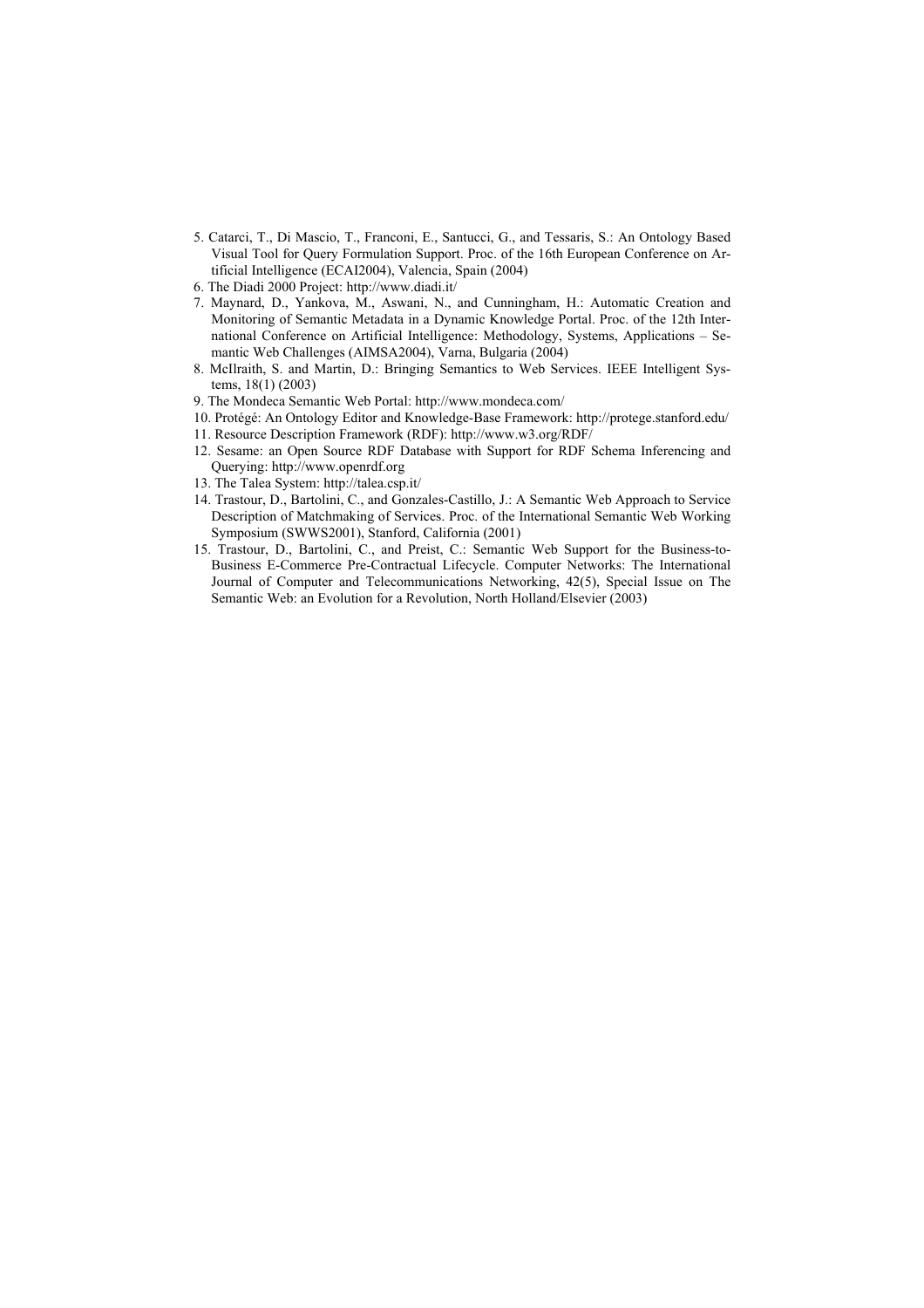5. Catarci, T., Di Mascio, T., Franconi, E., Santucci, G., and Tessaris, S.: An Ontology Based Visual Tool for Query Formulation Support. Proc. of the 16th European Conference on Artificial Intelligence (ECAI2004), Valencia, Spain (2004)
6. The Diadi 2000 Project: http://www.diadi.it/
7. Maynard, D., Yankova, M., Aswani, N., and Cunningham, H.: Automatic Creation and Monitoring of Semantic Metadata in a Dynamic Knowledge Portal. Proc. of the 12th International Conference on Artificial Intelligence: Methodology, Systems, Applications – Semantic Web Challenges (AIMSA2004), Varna, Bulgaria (2004)
8. McIlraith, S. and Martin, D.: Bringing Semantics to Web Services. IEEE Intelligent Systems, 18(1) (2003)
9. The Mondeca Semantic Web Portal: http://www.mondeca.com/
10. Protégé: An Ontology Editor and Knowledge-Base Framework: http://protege.stanford.edu/
11. Resource Description Framework (RDF): http://www.w3.org/RDF/
12. Sesame: an Open Source RDF Database with Support for RDF Schema Inferencing and Querying: http://www.openrdf.org
13. The Talea System: http://talea.csp.it/
14. Trastour, D., Bartolini, C., and Gonzales-Castillo, J.: A Semantic Web Approach to Service Description of Matchmaking of Services. Proc. of the International Semantic Web Working Symposium (SWWS2001), Stanford, California (2001)
15. Trastour, D., Bartolini, C., and Preist, C.: Semantic Web Support for the Business-to-Business E-Commerce Pre-Contractual Lifecycle. Computer Networks: The International Journal of Computer and Telecommunications Networking, 42(5), Special Issue on The Semantic Web: an Evolution for a Revolution, North Holland/Elsevier (2003)